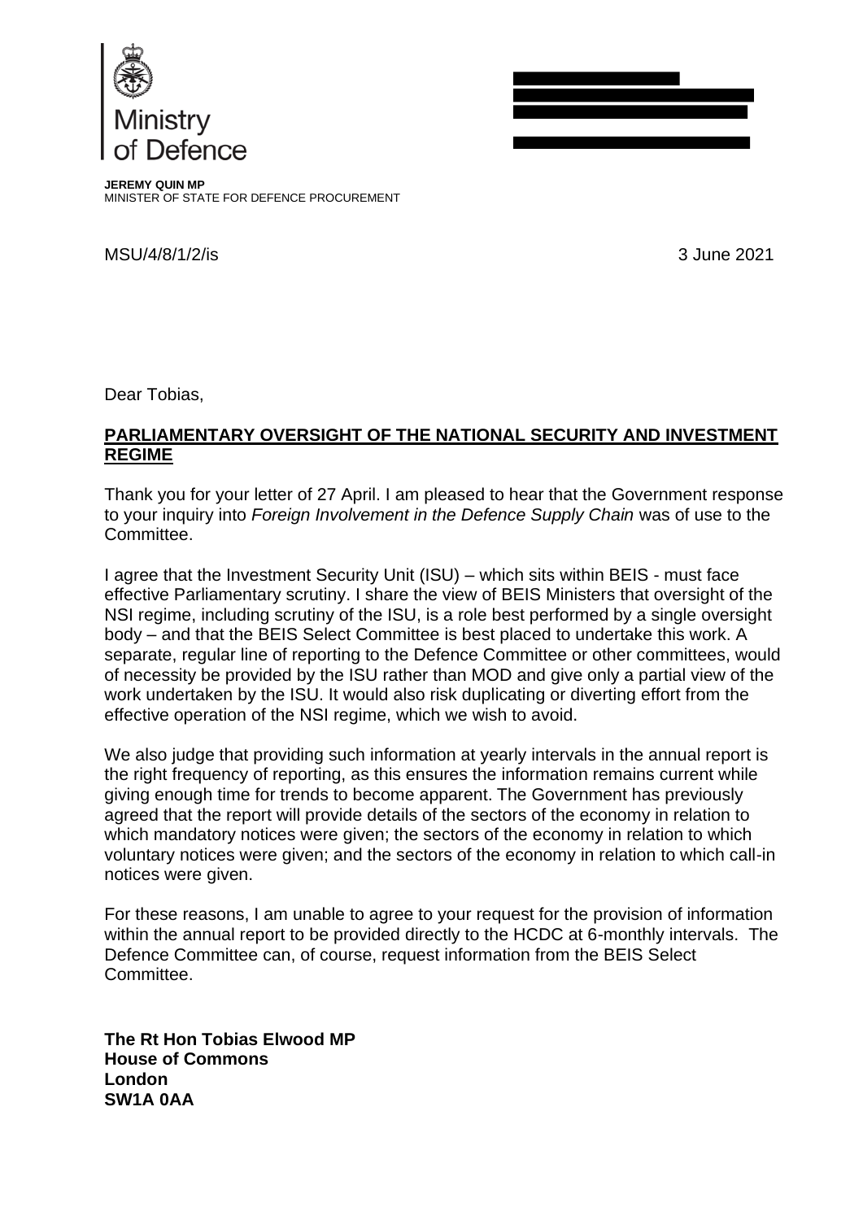Ministry of Defence

**JEREMY QUIN MP**
MINISTER OF STATE FOR DEFENCE PROCUREMENT

MSU/4/8/1/2/is

3 June 2021

Dear Tobias,

**PARLIAMENTARY OVERSIGHT OF THE NATIONAL SECURITY AND INVESTMENT REGIME**

Thank you for your letter of 27 April. I am pleased to hear that the Government response to your inquiry into *Foreign Involvement in the Defence Supply Chain* was of use to the Committee.

I agree that the Investment Security Unit (ISU) – which sits within BEIS - must face effective Parliamentary scrutiny. I share the view of BEIS Ministers that oversight of the NSI regime, including scrutiny of the ISU, is a role best performed by a single oversight body – and that the BEIS Select Committee is best placed to undertake this work. A separate, regular line of reporting to the Defence Committee or other committees, would of necessity be provided by the ISU rather than MOD and give only a partial view of the work undertaken by the ISU. It would also risk duplicating or diverting effort from the effective operation of the NSI regime, which we wish to avoid.

We also judge that providing such information at yearly intervals in the annual report is the right frequency of reporting, as this ensures the information remains current while giving enough time for trends to become apparent. The Government has previously agreed that the report will provide details of the sectors of the economy in relation to which mandatory notices were given; the sectors of the economy in relation to which voluntary notices were given; and the sectors of the economy in relation to which call-in notices were given.

For these reasons, I am unable to agree to your request for the provision of information within the annual report to be provided directly to the HCDC at 6-monthly intervals. The Defence Committee can, of course, request information from the BEIS Select Committee.

**The Rt Hon Tobias Elwood MP**
**House of Commons**
**London**
**SW1A 0AA**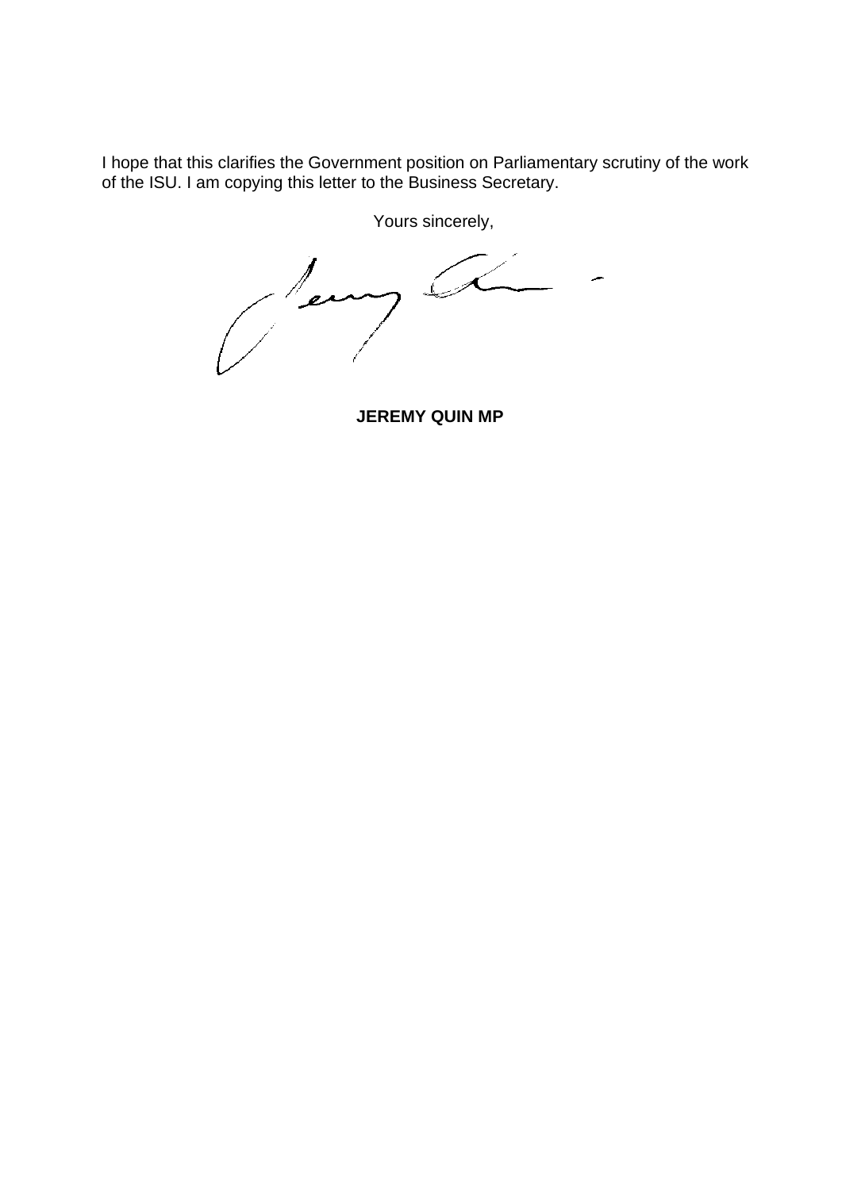I hope that this clarifies the Government position on Parliamentary scrutiny of the work of the ISU. I am copying this letter to the Business Secretary.

Yours sincerely,

**JEREMY QUIN MP**